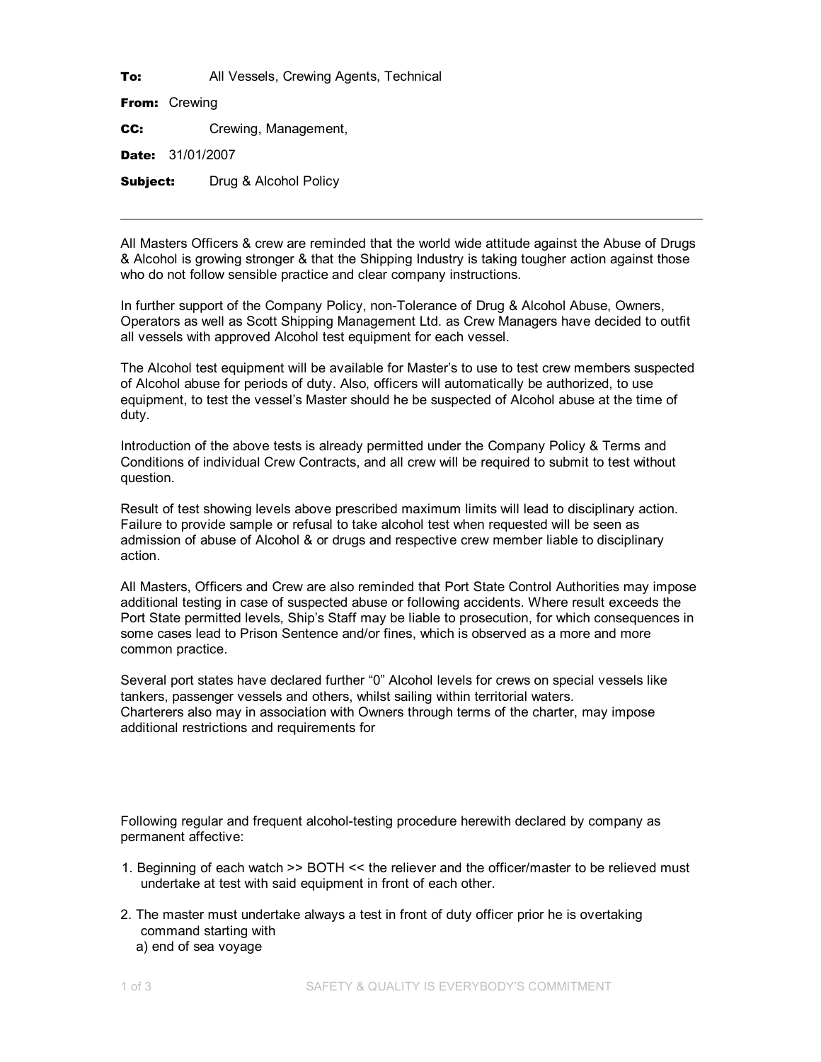**To:** All Vessels, Crewing Agents, Technical

**From:** Crewing

**CC:** Crewing, Management,

**Date:** 31/01/2007

**Subject:** Drug & Alcohol Policy

---

All Masters Officers & crew are reminded that the world wide attitude against the Abuse of Drugs & Alcohol is growing stronger & that the Shipping Industry is taking tougher action against those who do not follow sensible practice and clear company instructions.

In further support of the Company Policy, non-Tolerance of Drug & Alcohol Abuse, Owners, Operators as well as Scott Shipping Management Ltd. as Crew Managers have decided to outfit all vessels with approved Alcohol test equipment for each vessel.

The Alcohol test equipment will be available for Master's to use to test crew members suspected of Alcohol abuse for periods of duty. Also, officers will automatically be authorized, to use equipment, to test the vessel's Master should he be suspected of Alcohol abuse at the time of duty.

Introduction of the above tests is already permitted under the Company Policy & Terms and Conditions of individual Crew Contracts, and all crew will be required to submit to test without question.

Result of test showing levels above prescribed maximum limits will lead to disciplinary action. Failure to provide sample or refusal to take alcohol test when requested will be seen as admission of abuse of Alcohol & or drugs and respective crew member liable to disciplinary action.

All Masters, Officers and Crew are also reminded that Port State Control Authorities may impose additional testing in case of suspected abuse or following accidents. Where result exceeds the Port State permitted levels, Ship's Staff may be liable to prosecution, for which consequences in some cases lead to Prison Sentence and/or fines, which is observed as a more and more common practice.

Several port states have declared further "0" Alcohol levels for crews on special vessels like tankers, passenger vessels and others, whilst sailing within territorial waters.
Charterers also may in association with Owners through terms of the charter, may impose additional restrictions and requirements for

Following regular and frequent alcohol-testing procedure herewith declared by company as permanent affective:

1. Beginning of each watch >> BOTH << the reliever and the officer/master to be relieved must undertake at test with said equipment in front of each other.

2. The master must undertake always a test in front of duty officer prior he is overtaking command starting with
   a) end of sea voyage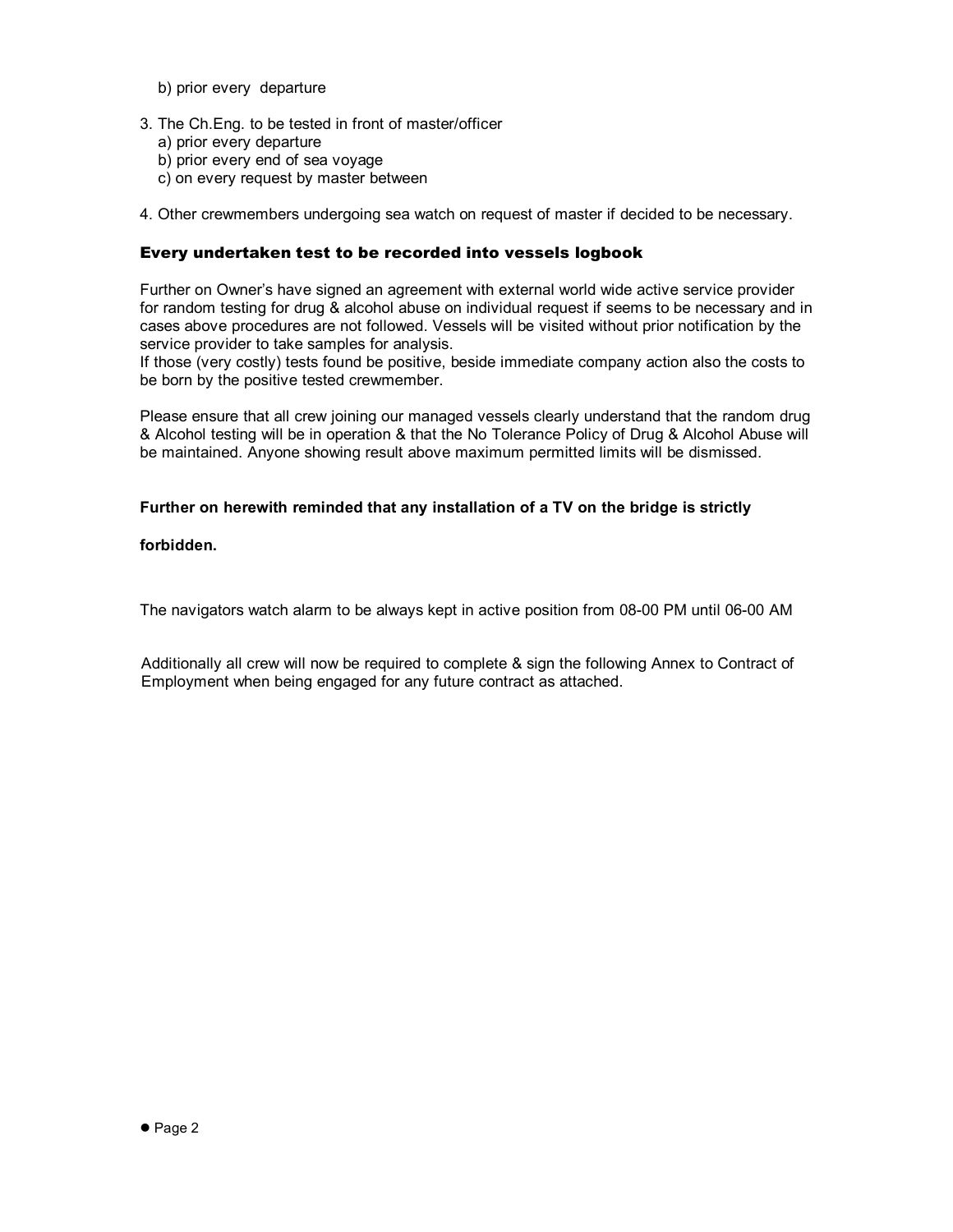b) prior every departure

3. The Ch.Eng. to be tested in front of master/officer
   a) prior every departure
   b) prior every end of sea voyage
   c) on every request by master between

4. Other crewmembers undergoing sea watch on request of master if decided to be necessary.

### Every undertaken test to be recorded into vessels logbook

Further on Owner's have signed an agreement with external world wide active service provider for random testing for drug & alcohol abuse on individual request if seems to be necessary and in cases above procedures are not followed. Vessels will be visited without prior notification by the service provider to take samples for analysis.
If those (very costly) tests found be positive, beside immediate company action also the costs to be born by the positive tested crewmember.

Please ensure that all crew joining our managed vessels clearly understand that the random drug & Alcohol testing will be in operation & that the No Tolerance Policy of Drug & Alcohol Abuse will be maintained. Anyone showing result above maximum permitted limits will be dismissed.

**Further on herewith reminded that any installation of a TV on the bridge is strictly forbidden.**

The navigators watch alarm to be always kept in active position from 08-00 PM until 06-00 AM

Additionally all crew will now be required to complete & sign the following Annex to Contract of Employment when being engaged for any future contract as attached.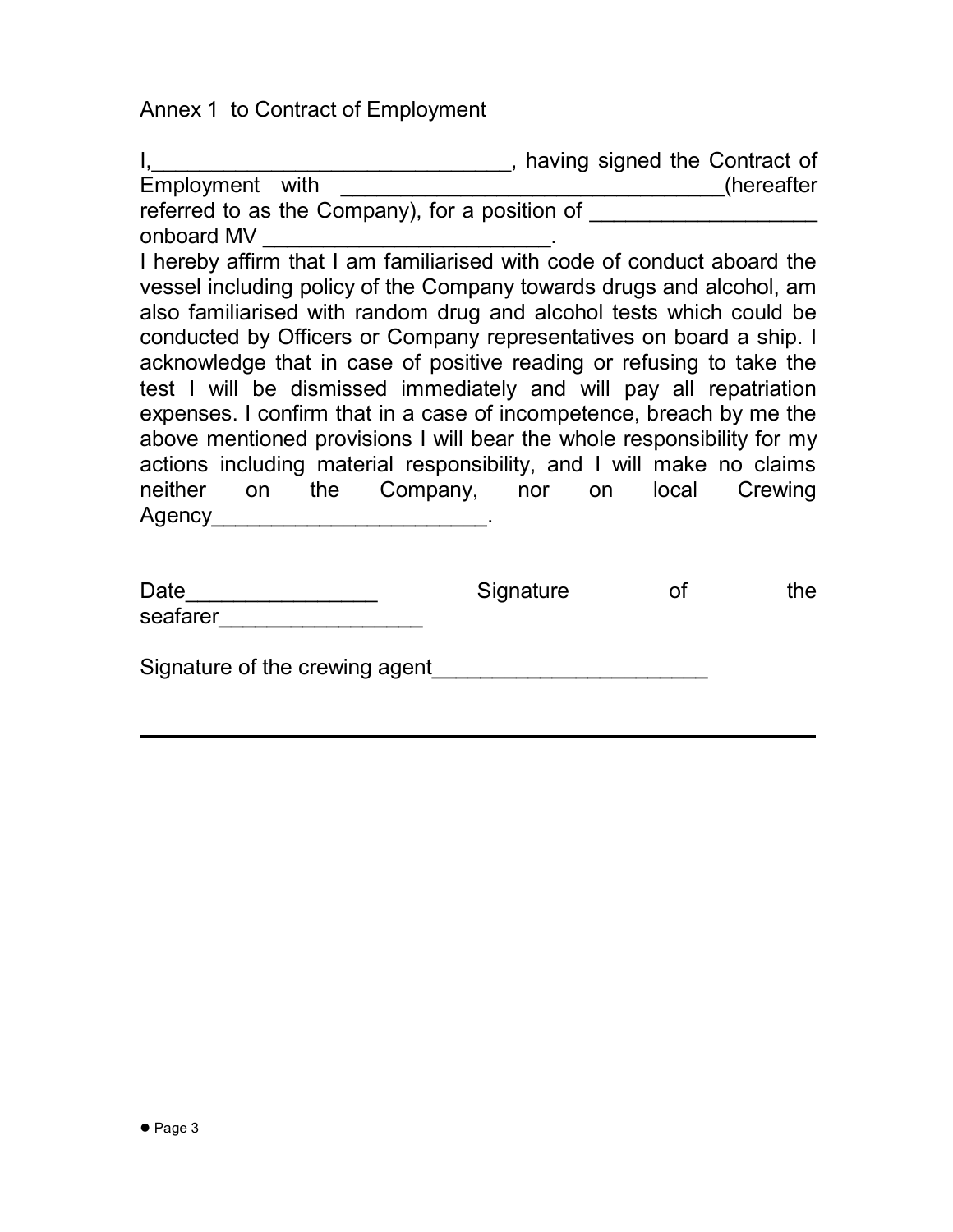Annex 1 to Contract of Employment

I,______________________________, having signed the Contract of Employment with ________________________________(hereafter referred to as the Company), for a position of ___________________ onboard MV ________________________.

I hereby affirm that I am familiarised with code of conduct aboard the vessel including policy of the Company towards drugs and alcohol, am also familiarised with random drug and alcohol tests which could be conducted by Officers or Company representatives on board a ship. I acknowledge that in case of positive reading or refusing to take the test I will be dismissed immediately and will pay all repatriation expenses. I confirm that in a case of incompetence, breach by me the above mentioned provisions I will bear the whole responsibility for my actions including material responsibility, and I will make no claims neither on the Company, nor on local Crewing Agency_______________________.

Date________________ Signature of the seafarer_________________

Signature of the crewing agent_______________________

---